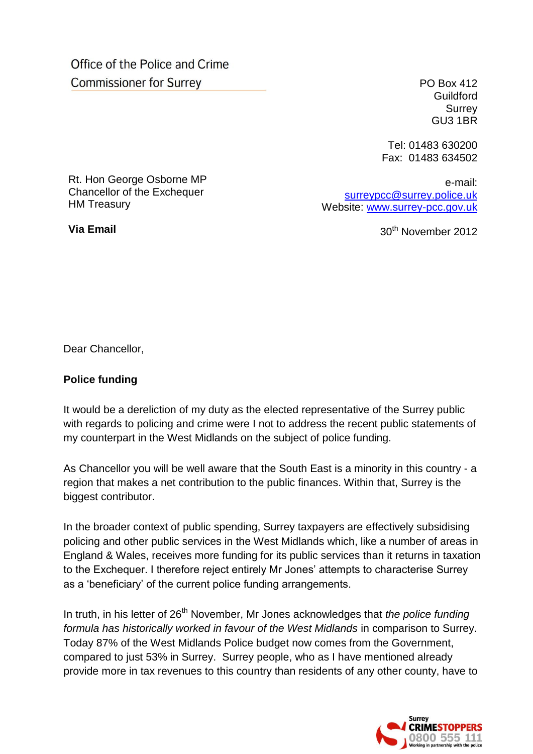Office of the Police and Crime Commissioner for Surrey

PO Box 412
Guildford
Surrey
GU3 1BR

Tel: 01483 630200
Fax: 01483 634502

e-mail: surreypcc@surrey.police.uk
Website: www.surrey-pcc.gov.uk

Rt. Hon George Osborne MP
Chancellor of the Exchequer
HM Treasury

**Via Email**

30th November 2012

Dear Chancellor,

**Police funding**

It would be a dereliction of my duty as the elected representative of the Surrey public with regards to policing and crime were I not to address the recent public statements of my counterpart in the West Midlands on the subject of police funding.

As Chancellor you will be well aware that the South East is a minority in this country - a region that makes a net contribution to the public finances. Within that, Surrey is the biggest contributor.

In the broader context of public spending, Surrey taxpayers are effectively subsidising policing and other public services in the West Midlands which, like a number of areas in England & Wales, receives more funding for its public services than it returns in taxation to the Exchequer. I therefore reject entirely Mr Jones' attempts to characterise Surrey as a 'beneficiary' of the current police funding arrangements.

In truth, in his letter of 26th November, Mr Jones acknowledges that *the police funding formula has historically worked in favour of the West Midlands* in comparison to Surrey. Today 87% of the West Midlands Police budget now comes from the Government, compared to just 53% in Surrey. Surrey people, who as I have mentioned already provide more in tax revenues to this country than residents of any other county, have to

Surrey CRIMESTOPPERS 0800 555 111 Working in partnership with the police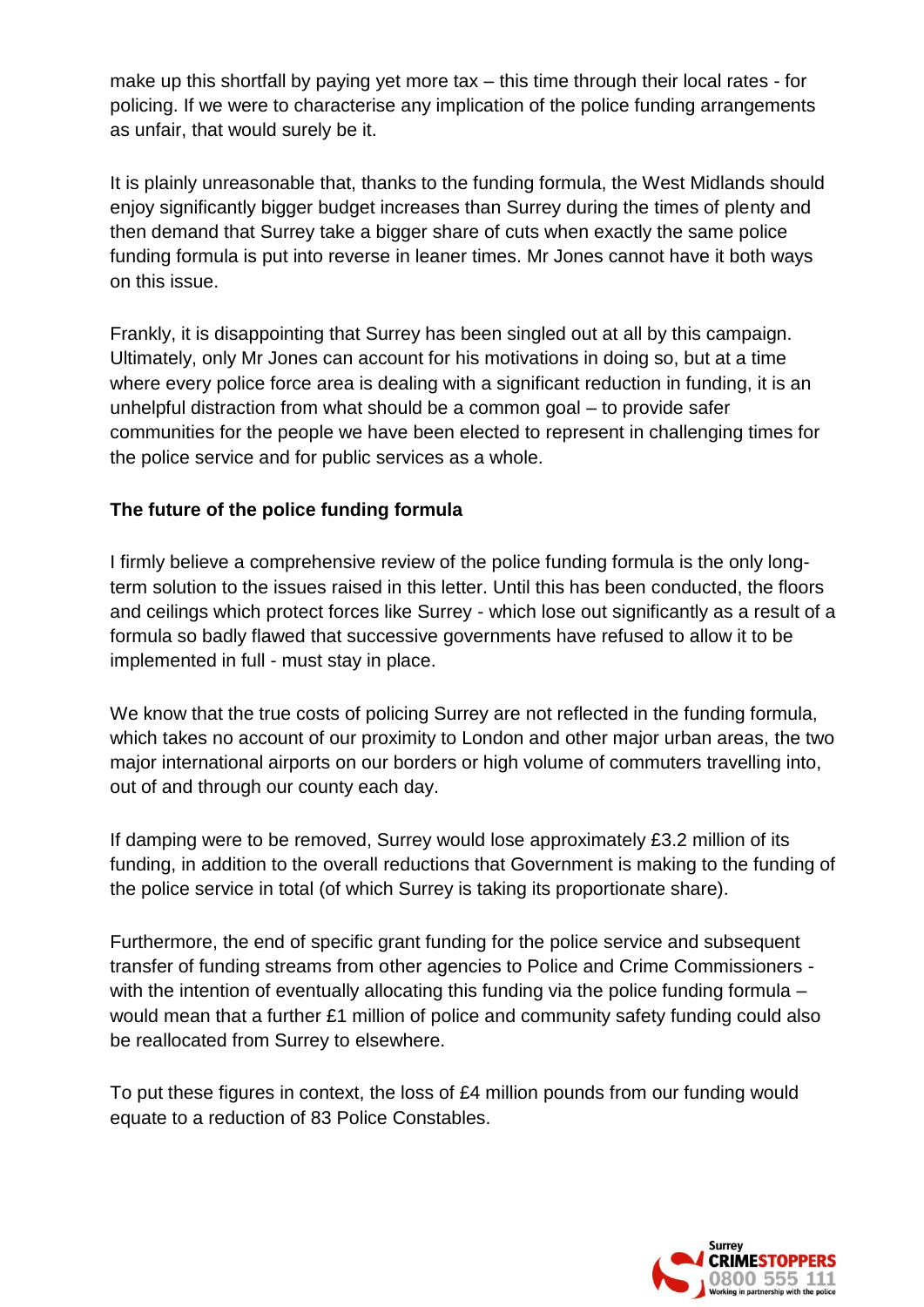make up this shortfall by paying yet more tax – this time through their local rates - for policing. If we were to characterise any implication of the police funding arrangements as unfair, that would surely be it.

It is plainly unreasonable that, thanks to the funding formula, the West Midlands should enjoy significantly bigger budget increases than Surrey during the times of plenty and then demand that Surrey take a bigger share of cuts when exactly the same police funding formula is put into reverse in leaner times. Mr Jones cannot have it both ways on this issue.

Frankly, it is disappointing that Surrey has been singled out at all by this campaign. Ultimately, only Mr Jones can account for his motivations in doing so, but at a time where every police force area is dealing with a significant reduction in funding, it is an unhelpful distraction from what should be a common goal – to provide safer communities for the people we have been elected to represent in challenging times for the police service and for public services as a whole.

**The future of the police funding formula**

I firmly believe a comprehensive review of the police funding formula is the only long-term solution to the issues raised in this letter. Until this has been conducted, the floors and ceilings which protect forces like Surrey - which lose out significantly as a result of a formula so badly flawed that successive governments have refused to allow it to be implemented in full - must stay in place.

We know that the true costs of policing Surrey are not reflected in the funding formula, which takes no account of our proximity to London and other major urban areas, the two major international airports on our borders or high volume of commuters travelling into, out of and through our county each day.

If damping were to be removed, Surrey would lose approximately £3.2 million of its funding, in addition to the overall reductions that Government is making to the funding of the police service in total (of which Surrey is taking its proportionate share).

Furthermore, the end of specific grant funding for the police service and subsequent transfer of funding streams from other agencies to Police and Crime Commissioners - with the intention of eventually allocating this funding via the police funding formula – would mean that a further £1 million of police and community safety funding could also be reallocated from Surrey to elsewhere.

To put these figures in context, the loss of £4 million pounds from our funding would equate to a reduction of 83 Police Constables.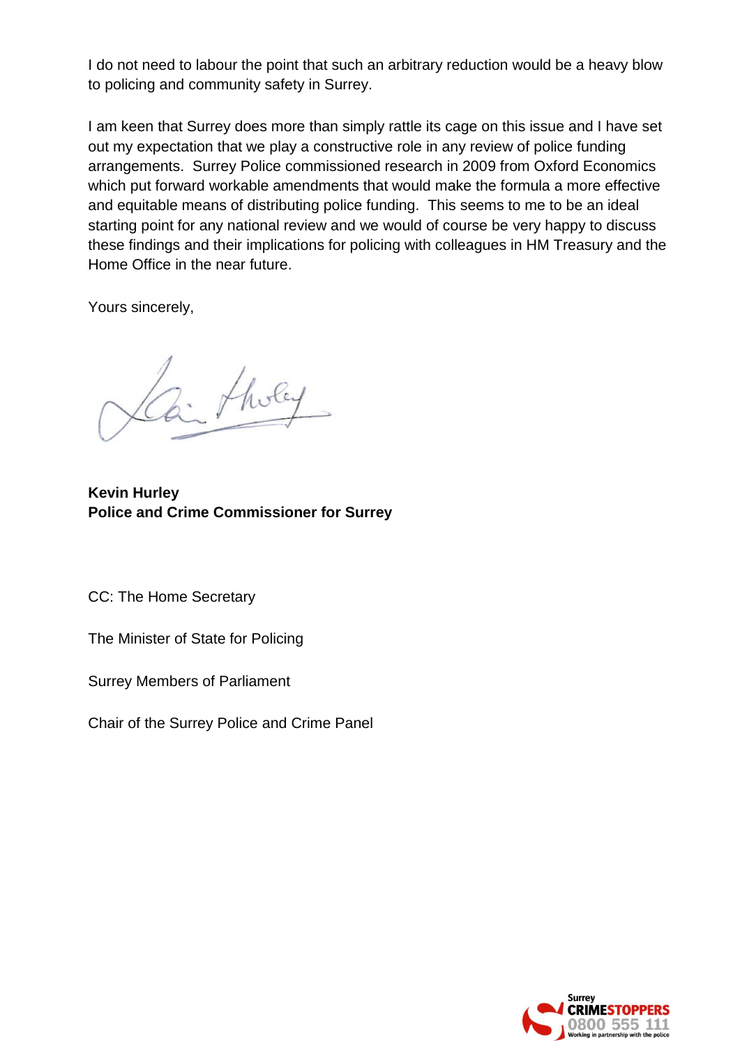I do not need to labour the point that such an arbitrary reduction would be a heavy blow to policing and community safety in Surrey.

I am keen that Surrey does more than simply rattle its cage on this issue and I have set out my expectation that we play a constructive role in any review of police funding arrangements. Surrey Police commissioned research in 2009 from Oxford Economics which put forward workable amendments that would make the formula a more effective and equitable means of distributing police funding. This seems to me to be an ideal starting point for any national review and we would of course be very happy to discuss these findings and their implications for policing with colleagues in HM Treasury and the Home Office in the near future.

Yours sincerely,

**Kevin Hurley**
**Police and Crime Commissioner for Surrey**

CC: The Home Secretary

The Minister of State for Policing

Surrey Members of Parliament

Chair of the Surrey Police and Crime Panel

Surrey CRIMESTOPPERS 0800 555 111 Working in partnership with the police